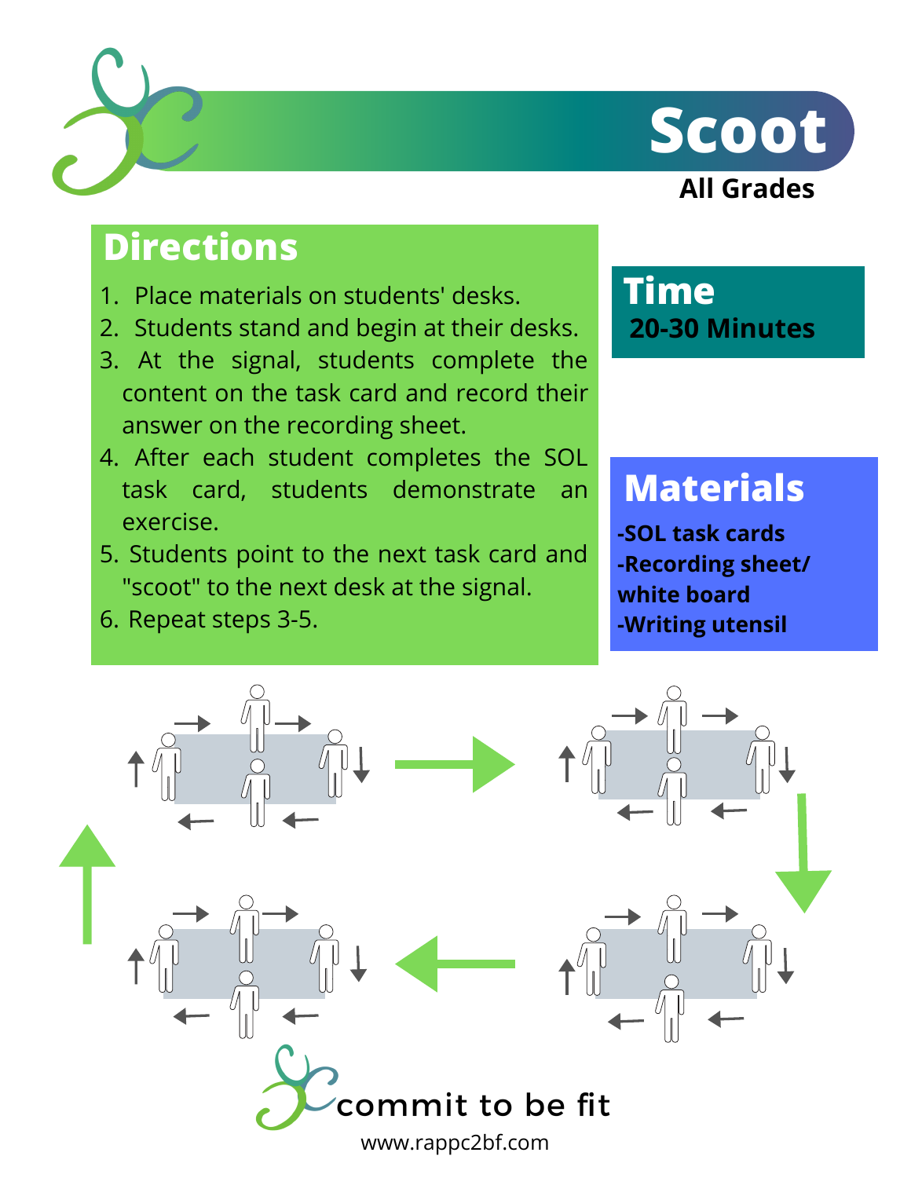# Scoot

**All Grades**

## Directions

1. Place materials on students' desks.
2. Students stand and begin at their desks.
3. At the signal, students complete the content on the task card and record their answer on the recording sheet.
4. After each student completes the SOL task card, students demonstrate an exercise.
5. Students point to the next task card and "scoot" to the next desk at the signal.
6. Repeat steps 3-5.

## Time

**20-30 Minutes**

## Materials

**-SOL task cards**
**-Recording sheet/ white board**
**-Writing utensil**

commit to be fit

www.rappc2bf.com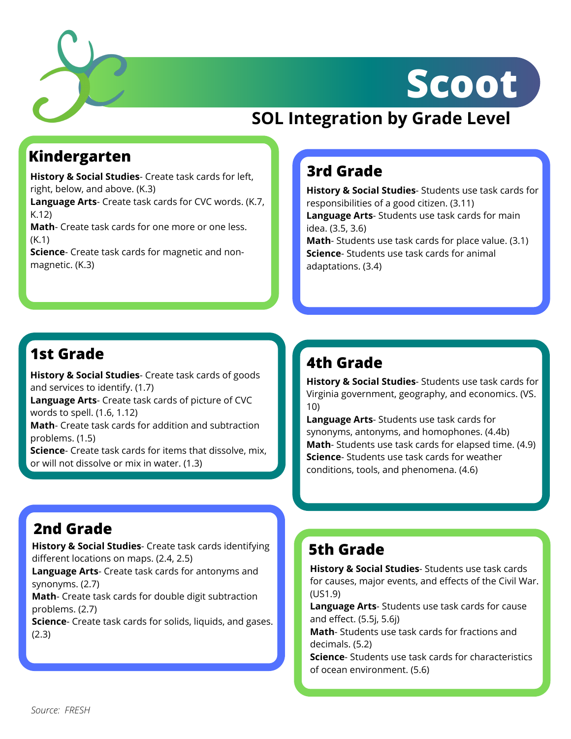# Scoot

## SOL Integration by Grade Level

### Kindergarten

**History & Social Studies**- Create task cards for left, right, below, and above. (K.3)
**Language Arts**- Create task cards for CVC words. (K.7, K.12)
**Math**- Create task cards for one more or one less. (K.1)
**Science**- Create task cards for magnetic and non-magnetic. (K.3)

### 1st Grade

**History & Social Studies**- Create task cards of goods and services to identify. (1.7)
**Language Arts**- Create task cards of picture of CVC words to spell. (1.6, 1.12)
**Math**- Create task cards for addition and subtraction problems. (1.5)
**Science**- Create task cards for items that dissolve, mix, or will not dissolve or mix in water. (1.3)

### 2nd Grade

**History & Social Studies**- Create task cards identifying different locations on maps. (2.4, 2.5)
**Language Arts**- Create task cards for antonyms and synonyms. (2.7)
**Math**- Create task cards for double digit subtraction problems. (2.7)
**Science**- Create task cards for solids, liquids, and gases. (2.3)

### 3rd Grade

**History & Social Studies**- Students use task cards for responsibilities of a good citizen. (3.11)
**Language Arts**- Students use task cards for main idea. (3.5, 3.6)
**Math**- Students use task cards for place value. (3.1)
**Science**- Students use task cards for animal adaptations. (3.4)

### 4th Grade

**History & Social Studies**- Students use task cards for Virginia government, geography, and economics. (VS. 10)
**Language Arts**- Students use task cards for synonyms, antonyms, and homophones. (4.4b)
**Math**- Students use task cards for elapsed time. (4.9)
**Science**- Students use task cards for weather conditions, tools, and phenomena. (4.6)

### 5th Grade

**History & Social Studies**- Students use task cards for causes, major events, and effects of the Civil War. (US1.9)
**Language Arts**- Students use task cards for cause and effect. (5.5j, 5.6j)
**Math**- Students use task cards for fractions and decimals. (5.2)
**Science**- Students use task cards for characteristics of ocean environment. (5.6)

*Source: FRESH*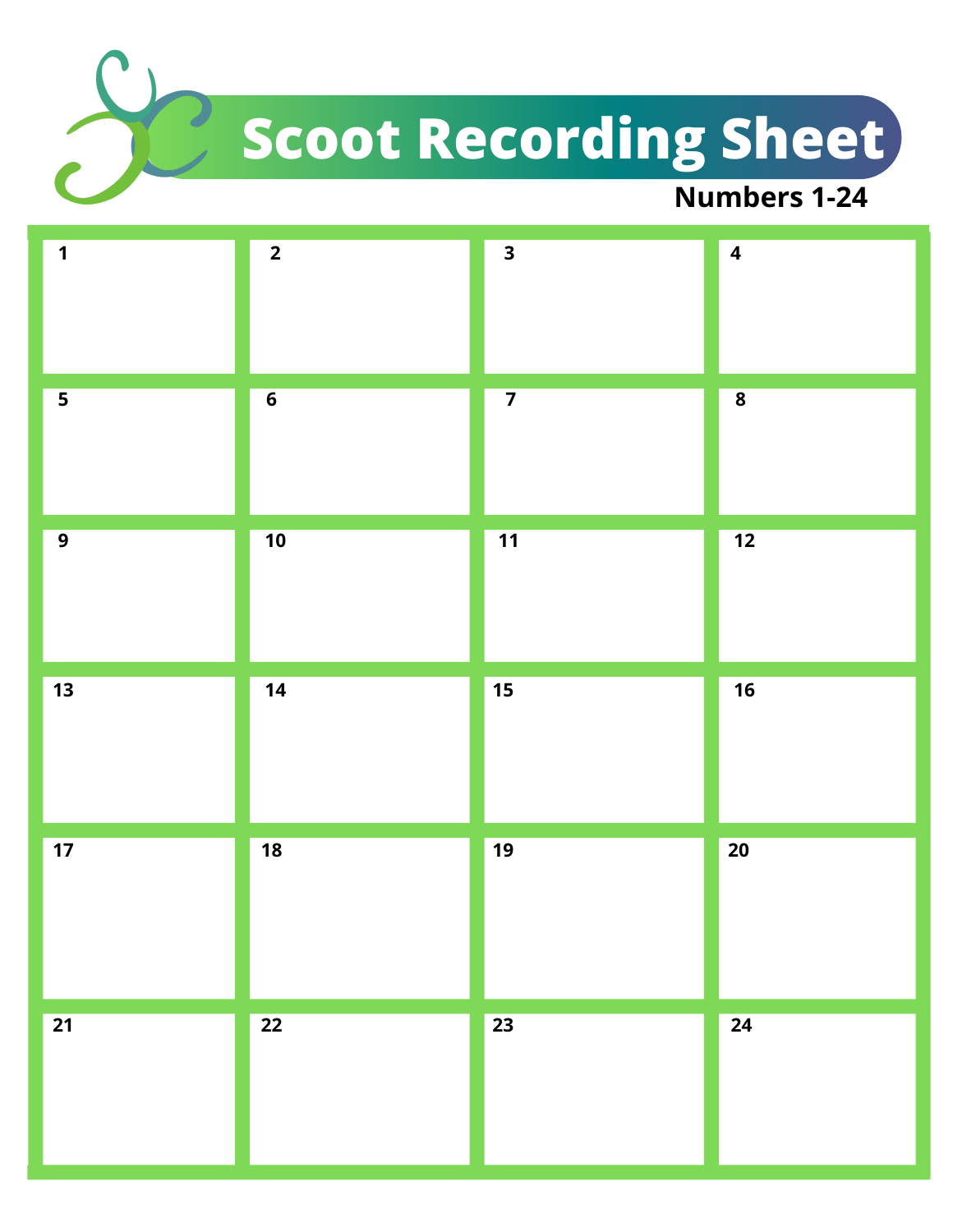# Scoot Recording Sheet

**Numbers 1-24**

| | | | |
|---|---|---|---|
| 1 | 2 | 3 | 4 |
| 5 | 6 | 7 | 8 |
| 9 | 10 | 11 | 12 |
| 13 | 14 | 15 | 16 |
| 17 | 18 | 19 | 20 |
| 21 | 22 | 23 | 24 |